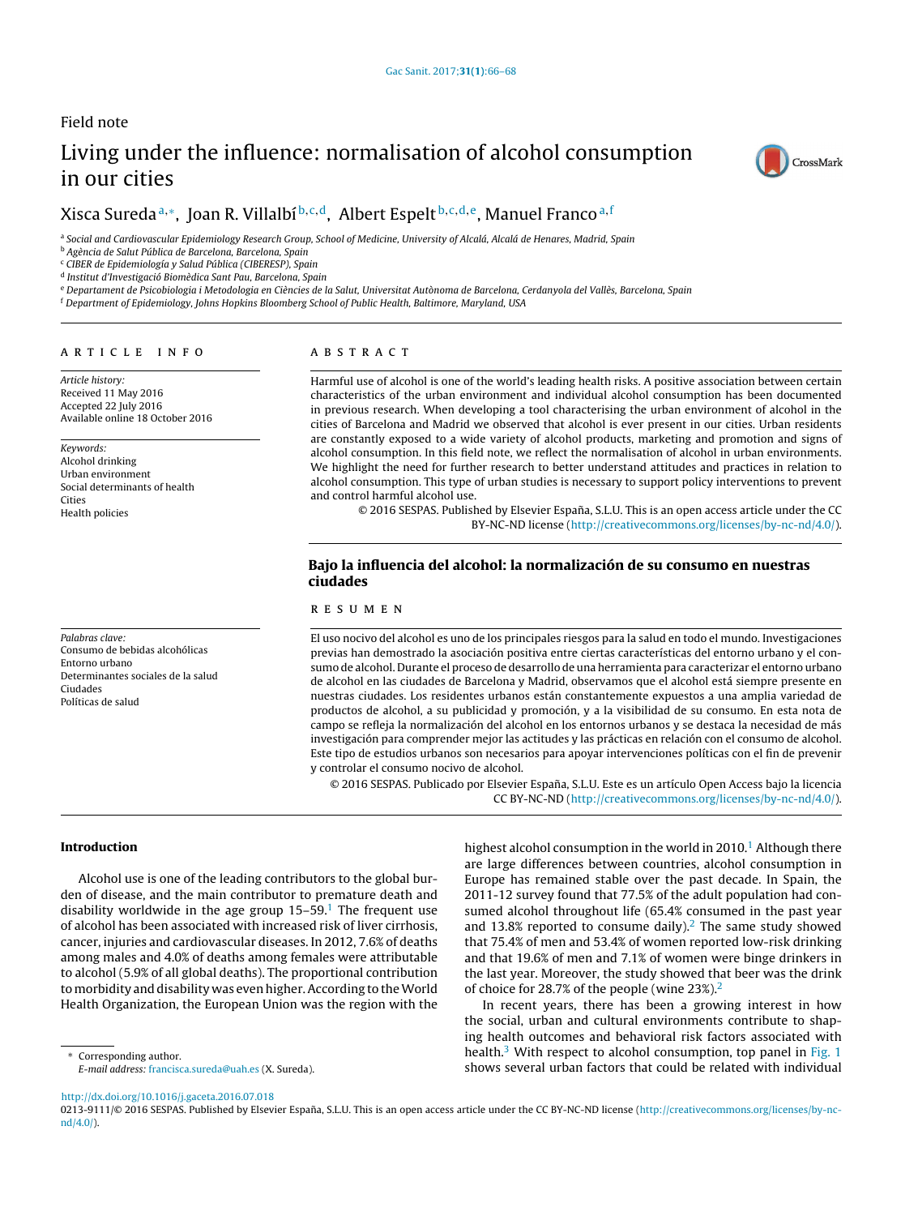Field note

# Living under the influence: normalisation of alcohol consumption in our cities

Xisca Sureda[a,*], Joan R. Villalbí[b,c,d], Albert Espelt[b,c,d,e], Manuel Franco[a,f]

[a] Social and Cardiovascular Epidemiology Research Group, School of Medicine, University of Alcalá, Alcalá de Henares, Madrid, Spain
[b] Agència de Salut Pública de Barcelona, Barcelona, Spain
[c] CIBER de Epidemiología y Salud Pública (CIBERESP), Spain
[d] Institut d'Investigació Biomèdica Sant Pau, Barcelona, Spain
[e] Departament de Psicobiologia i Metodologia en Ciències de la Salut, Universitat Autònoma de Barcelona, Cerdanyola del Vallès, Barcelona, Spain
[f] Department of Epidemiology, Johns Hopkins Bloomberg School of Public Health, Baltimore, Maryland, USA

## ARTICLE INFO

*Article history:*
Received 11 May 2016
Accepted 22 July 2016
Available online 18 October 2016

*Keywords:*
Alcohol drinking
Urban environment
Social determinants of health
Cities
Health policies

## ABSTRACT

Harmful use of alcohol is one of the world's leading health risks. A positive association between certain characteristics of the urban environment and individual alcohol consumption has been documented in previous research. When developing a tool characterising the urban environment of alcohol in the cities of Barcelona and Madrid we observed that alcohol is ever present in our cities. Urban residents are constantly exposed to a wide variety of alcohol products, marketing and promotion and signs of alcohol consumption. In this field note, we reflect the normalisation of alcohol in urban environments. We highlight the need for further research to better understand attitudes and practices in relation to alcohol consumption. This type of urban studies is necessary to support policy interventions to prevent and control harmful alcohol use.

© 2016 SESPAS. Published by Elsevier España, S.L.U. This is an open access article under the CC BY-NC-ND license (http://creativecommons.org/licenses/by-nc-nd/4.0/).

## Bajo la influencia del alcohol: la normalización de su consumo en nuestras ciudades

*Palabras clave:*
Consumo de bebidas alcohólicas
Entorno urbano
Determinantes sociales de la salud
Ciudades
Políticas de salud

## RESUMEN

El uso nocivo del alcohol es uno de los principales riesgos para la salud en todo el mundo. Investigaciones previas han demostrado la asociación positiva entre ciertas características del entorno urbano y el consumo de alcohol. Durante el proceso de desarrollo de una herramienta para caracterizar el entorno urbano de alcohol en las ciudades de Barcelona y Madrid, observamos que el alcohol está siempre presente en nuestras ciudades. Los residentes urbanos están constantemente expuestos a una amplia variedad de productos de alcohol, a su publicidad y promoción, y a la visibilidad de su consumo. En esta nota de campo se refleja la normalización del alcohol en los entornos urbanos y se destaca la necesidad de más investigación para comprender mejor las actitudes y las prácticas en relación con el consumo de alcohol. Este tipo de estudios urbanos son necesarios para apoyar intervenciones políticas con el fin de prevenir y controlar el consumo nocivo de alcohol.

© 2016 SESPAS. Publicado por Elsevier España, S.L.U. Este es un artículo Open Access bajo la licencia CC BY-NC-ND (http://creativecommons.org/licenses/by-nc-nd/4.0/).

## Introduction

Alcohol use is one of the leading contributors to the global burden of disease, and the main contributor to premature death and disability worldwide in the age group 15–59.[1] The frequent use of alcohol has been associated with increased risk of liver cirrhosis, cancer, injuries and cardiovascular diseases. In 2012, 7.6% of deaths among males and 4.0% of deaths among females were attributable to alcohol (5.9% of all global deaths). The proportional contribution to morbidity and disability was even higher. According to the World Health Organization, the European Union was the region with the highest alcohol consumption in the world in 2010.[1] Although there are large differences between countries, alcohol consumption in Europe has remained stable over the past decade. In Spain, the 2011-12 survey found that 77.5% of the adult population had consumed alcohol throughout life (65.4% consumed in the past year and 13.8% reported to consume daily).[2] The same study showed that 75.4% of men and 53.4% of women reported low-risk drinking and that 19.6% of men and 7.1% of women were binge drinkers in the last year. Moreover, the study showed that beer was the drink of choice for 28.7% of the people (wine 23%).[2]

In recent years, there has been a growing interest in how the social, urban and cultural environments contribute to shaping health outcomes and behavioral risk factors associated with health.[3] With respect to alcohol consumption, top panel in Fig. 1 shows several urban factors that could be related with individual

\* Corresponding author.
*E-mail address:* francisca.sureda@uah.es (X. Sureda).

http://dx.doi.org/10.1016/j.gaceta.2016.07.018
0213-9111/© 2016 SESPAS. Published by Elsevier España, S.L.U. This is an open access article under the CC BY-NC-ND license (http://creativecommons.org/licenses/by-nc-nd/4.0/).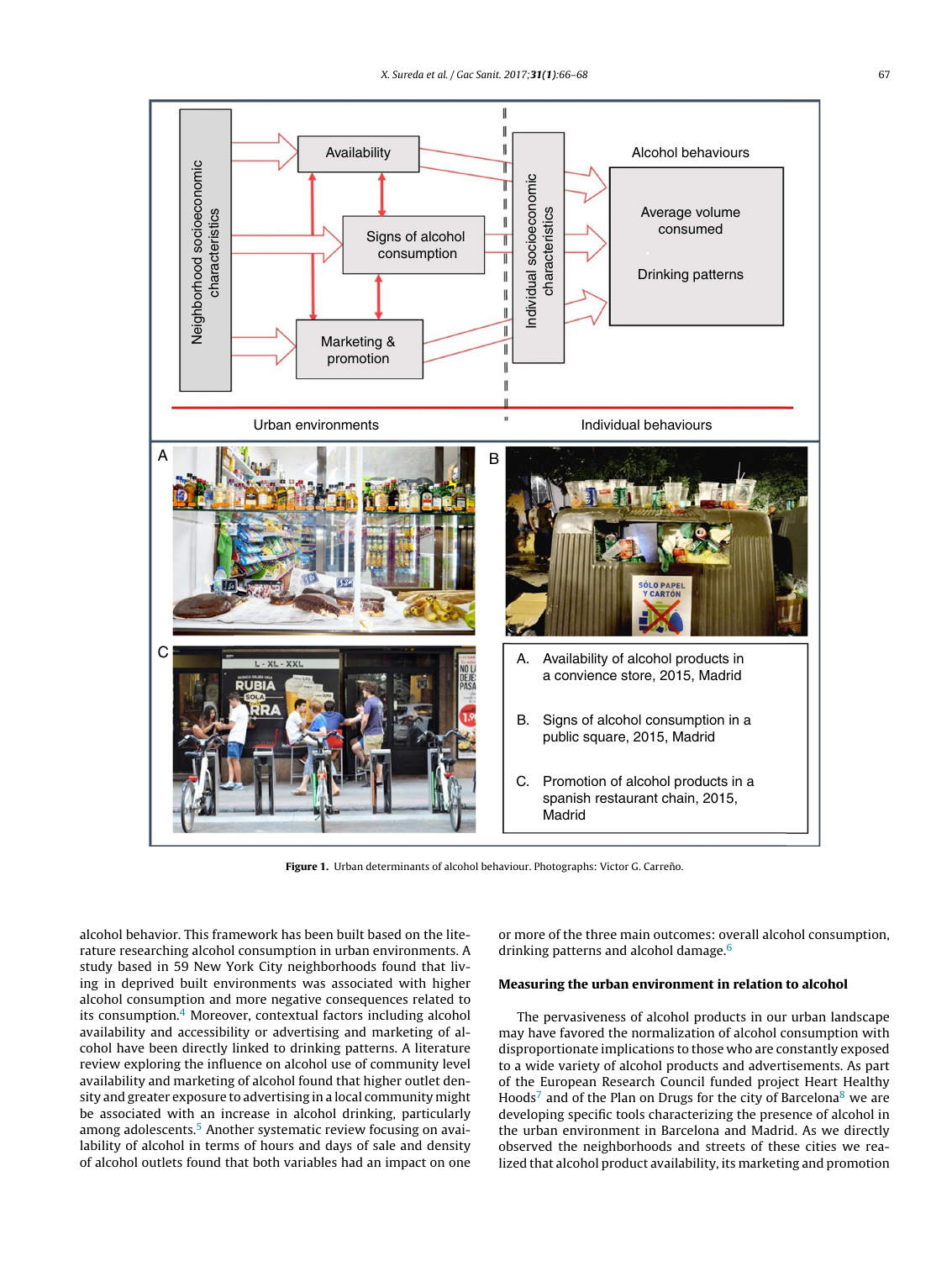Figure 1. Urban determinants of alcohol behaviour. Photographs: Victor G. Carreño.

alcohol behavior. This framework has been built based on the literature researching alcohol consumption in urban environments. A study based in 59 New York City neighborhoods found that living in deprived built environments was associated with higher alcohol consumption and more negative consequences related to its consumption.[4] Moreover, contextual factors including alcohol availability and accessibility or advertising and marketing of alcohol have been directly linked to drinking patterns. A literature review exploring the influence on alcohol use of community level availability and marketing of alcohol found that higher outlet density and greater exposure to advertising in a local community might be associated with an increase in alcohol drinking, particularly among adolescents.[5] Another systematic review focusing on availability of alcohol in terms of hours and days of sale and density of alcohol outlets found that both variables had an impact on one or more of the three main outcomes: overall alcohol consumption, drinking patterns and alcohol damage.[6]

## Measuring the urban environment in relation to alcohol

The pervasiveness of alcohol products in our urban landscape may have favored the normalization of alcohol consumption with disproportionate implications to those who are constantly exposed to a wide variety of alcohol products and advertisements. As part of the European Research Council funded project Heart Healthy Hoods[7] and of the Plan on Drugs for the city of Barcelona[8] we are developing specific tools characterizing the presence of alcohol in the urban environment in Barcelona and Madrid. As we directly observed the neighborhoods and streets of these cities we realized that alcohol product availability, its marketing and promotion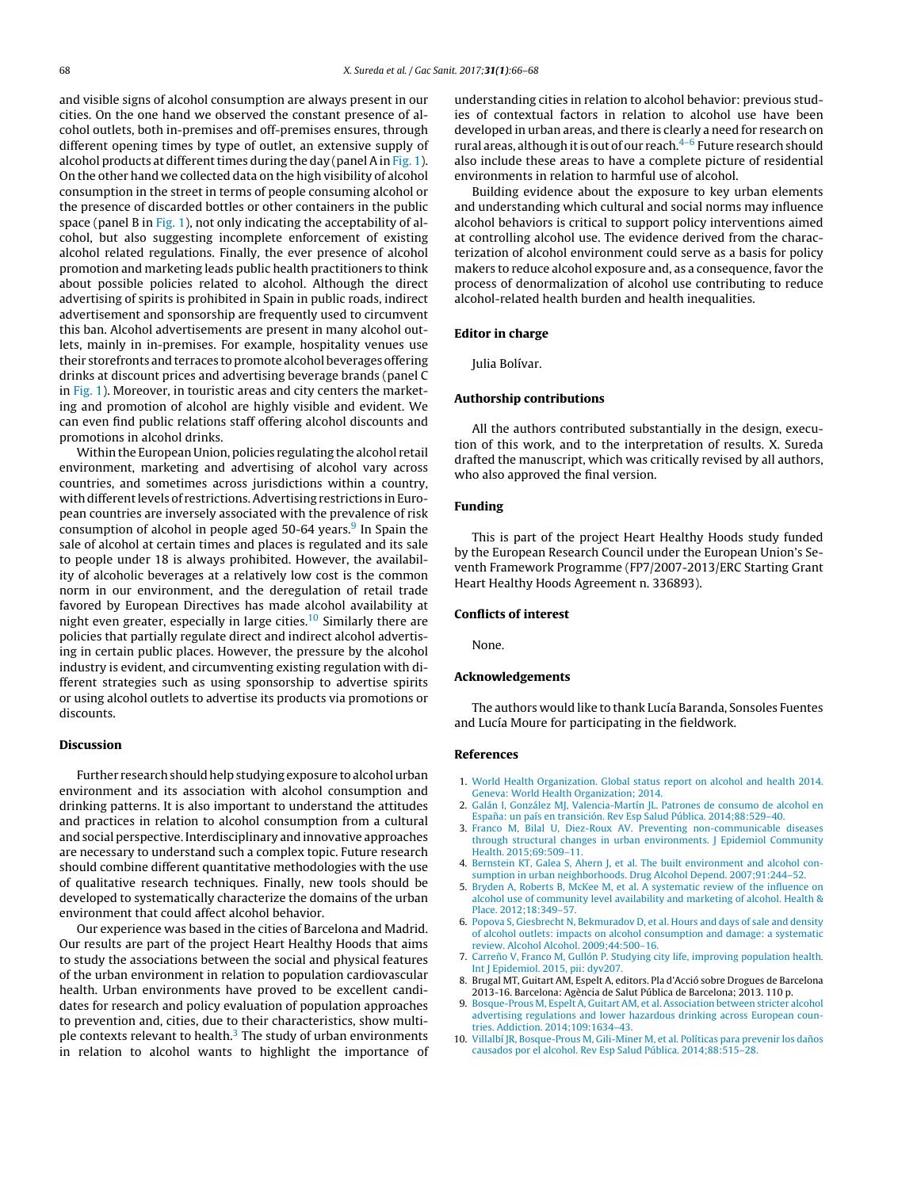and visible signs of alcohol consumption are always present in our cities. On the one hand we observed the constant presence of alcohol outlets, both in-premises and off-premises ensures, through different opening times by type of outlet, an extensive supply of alcohol products at different times during the day (panel A in Fig. 1). On the other hand we collected data on the high visibility of alcohol consumption in the street in terms of people consuming alcohol or the presence of discarded bottles or other containers in the public space (panel B in Fig. 1), not only indicating the acceptability of alcohol, but also suggesting incomplete enforcement of existing alcohol related regulations. Finally, the ever presence of alcohol promotion and marketing leads public health practitioners to think about possible policies related to alcohol. Although the direct advertising of spirits is prohibited in Spain in public roads, indirect advertisement and sponsorship are frequently used to circumvent this ban. Alcohol advertisements are present in many alcohol outlets, mainly in in-premises. For example, hospitality venues use their storefronts and terraces to promote alcohol beverages offering drinks at discount prices and advertising beverage brands (panel C in Fig. 1). Moreover, in touristic areas and city centers the marketing and promotion of alcohol are highly visible and evident. We can even find public relations staff offering alcohol discounts and promotions in alcohol drinks.

Within the European Union, policies regulating the alcohol retail environment, marketing and advertising of alcohol vary across countries, and sometimes across jurisdictions within a country, with different levels of restrictions. Advertising restrictions in European countries are inversely associated with the prevalence of risk consumption of alcohol in people aged 50-64 years.[9] In Spain the sale of alcohol at certain times and places is regulated and its sale to people under 18 is always prohibited. However, the availability of alcoholic beverages at a relatively low cost is the common norm in our environment, and the deregulation of retail trade favored by European Directives has made alcohol availability at night even greater, especially in large cities.[10] Similarly there are policies that partially regulate direct and indirect alcohol advertising in certain public places. However, the pressure by the alcohol industry is evident, and circumventing existing regulation with different strategies such as using sponsorship to advertise spirits or using alcohol outlets to advertise its products via promotions or discounts.

## Discussion

Further research should help studying exposure to alcohol urban environment and its association with alcohol consumption and drinking patterns. It is also important to understand the attitudes and practices in relation to alcohol consumption from a cultural and social perspective. Interdisciplinary and innovative approaches are necessary to understand such a complex topic. Future research should combine different quantitative methodologies with the use of qualitative research techniques. Finally, new tools should be developed to systematically characterize the domains of the urban environment that could affect alcohol behavior.

Our experience was based in the cities of Barcelona and Madrid. Our results are part of the project Heart Healthy Hoods that aims to study the associations between the social and physical features of the urban environment in relation to population cardiovascular health. Urban environments have proved to be excellent candidates for research and policy evaluation of population approaches to prevention and, cities, due to their characteristics, show multiple contexts relevant to health.[3] The study of urban environments in relation to alcohol wants to highlight the importance of understanding cities in relation to alcohol behavior: previous studies of contextual factors in relation to alcohol use have been developed in urban areas, and there is clearly a need for research on rural areas, although it is out of our reach.[4–6] Future research should also include these areas to have a complete picture of residential environments in relation to harmful use of alcohol.

Building evidence about the exposure to key urban elements and understanding which cultural and social norms may influence alcohol behaviors is critical to support policy interventions aimed at controlling alcohol use. The evidence derived from the characterization of alcohol environment could serve as a basis for policy makers to reduce alcohol exposure and, as a consequence, favor the process of denormalization of alcohol use contributing to reduce alcohol-related health burden and health inequalities.

## Editor in charge

Julia Bolívar.

## Authorship contributions

All the authors contributed substantially in the design, execution of this work, and to the interpretation of results. X. Sureda drafted the manuscript, which was critically revised by all authors, who also approved the final version.

## Funding

This is part of the project Heart Healthy Hoods study funded by the European Research Council under the European Union's Seventh Framework Programme (FP7/2007-2013/ERC Starting Grant Heart Healthy Hoods Agreement n. 336893).

## Conflicts of interest

None.

## Acknowledgements

The authors would like to thank Lucía Baranda, Sonsoles Fuentes and Lucía Moure for participating in the fieldwork.

## References

1. World Health Organization. Global status report on alcohol and health 2014. Geneva: World Health Organization; 2014.
2. Galán I, González MJ, Valencia-Martín JL. Patrones de consumo de alcohol en España: un país en transición. Rev Esp Salud Pública. 2014;88:529–40.
3. Franco M, Bilal U, Diez-Roux AV. Preventing non-communicable diseases through structural changes in urban environments. J Epidemiol Community Health. 2015;69:509–11.
4. Bernstein KT, Galea S, Ahern J, et al. The built environment and alcohol consumption in urban neighborhoods. Drug Alcohol Depend. 2007;91:244–52.
5. Bryden A, Roberts B, McKee M, et al. A systematic review of the influence on alcohol use of community level availability and marketing of alcohol. Health & Place. 2012;18:349–57.
6. Popova S, Giesbrecht N, Bekmuradov D, et al. Hours and days of sale and density of alcohol outlets: impacts on alcohol consumption and damage: a systematic review. Alcohol Alcohol. 2009;44:500–16.
7. Carreño V, Franco M, Gullón P. Studying city life, improving population health. Int J Epidemiol. 2015, pii: dyv207.
8. Brugal MT, Guitart AM, Espelt A, editors. Pla d'Acció sobre Drogues de Barcelona 2013-16. Barcelona: Agència de Salut Pública de Barcelona; 2013. 110 p.
9. Bosque-Prous M, Espelt A, Guitart AM, et al. Association between stricter alcohol advertising regulations and lower hazardous drinking across European countries. Addiction. 2014;109:1634–43.
10. Villalbí JR, Bosque-Prous M, Gili-Miner M, et al. Políticas para prevenir los daños causados por el alcohol. Rev Esp Salud Pública. 2014;88:515–28.